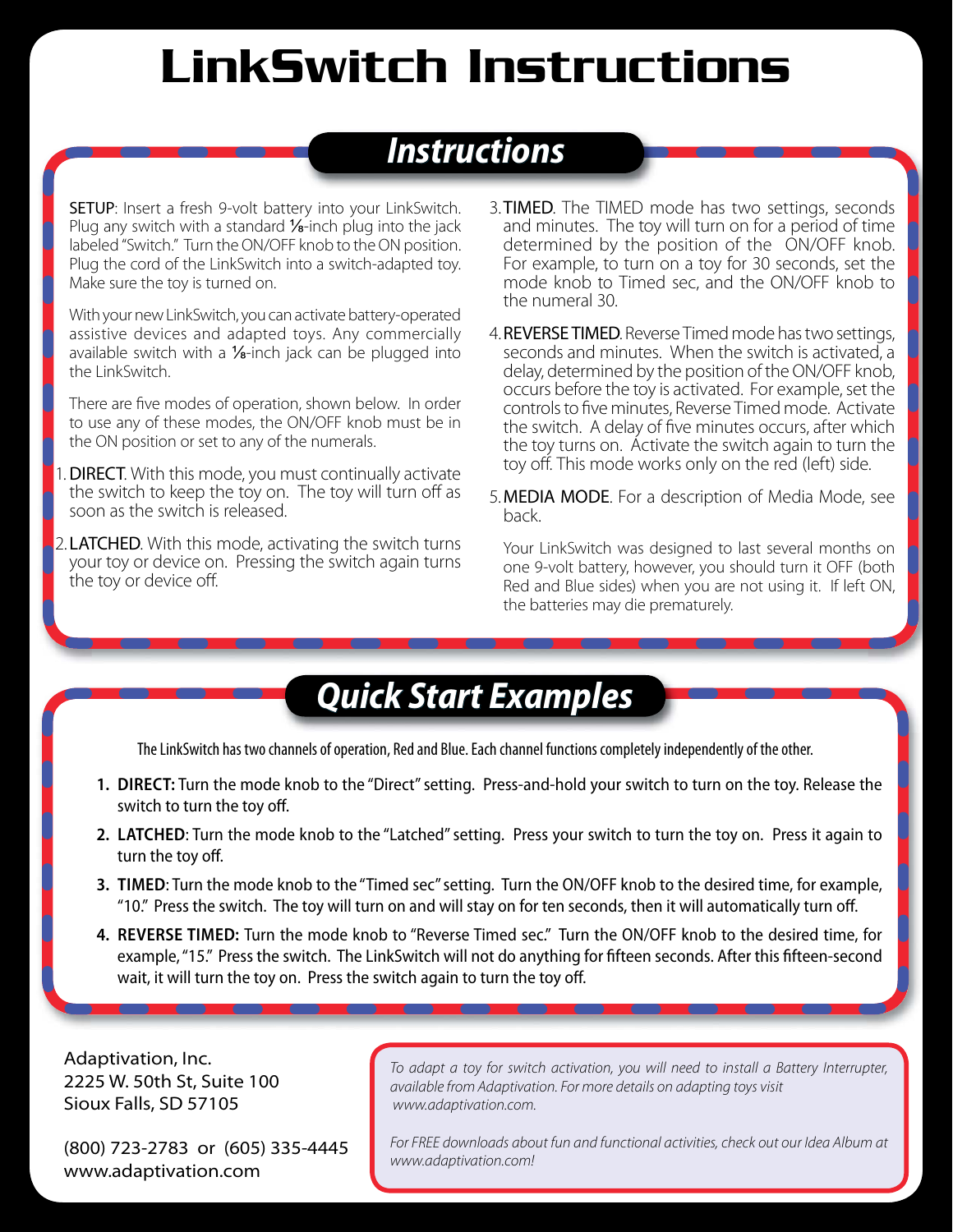# LinkSwitch Instructions

## Instructions

SETUP: Insert a fresh 9-volt battery into your LinkSwitch. Plug any switch with a standard ⅛-inch plug into the jack labeled "Switch." Turn the ON/OFF knob to the ON position. Plug the cord of the LinkSwitch into a switch-adapted toy. Make sure the toy is turned on.

With your new LinkSwitch, you can activate battery-operated assistive devices and adapted toys. Any commercially available switch with a ⅛-inch jack can be plugged into the LinkSwitch.

There are five modes of operation, shown below. In order to use any of these modes, the ON/OFF knob must be in the ON position or set to any of the numerals.

1. DIRECT. With this mode, you must continually activate the switch to keep the toy on. The toy will turn off as soon as the switch is released.
2. LATCHED. With this mode, activating the switch turns your toy or device on. Pressing the switch again turns the toy or device off.
3. TIMED. The TIMED mode has two settings, seconds and minutes. The toy will turn on for a period of time determined by the position of the ON/OFF knob. For example, to turn on a toy for 30 seconds, set the mode knob to Timed sec, and the ON/OFF knob to the numeral 30.
4. REVERSE TIMED. Reverse Timed mode has two settings, seconds and minutes. When the switch is activated, a delay, determined by the position of the ON/OFF knob, occurs before the toy is activated. For example, set the controls to five minutes, Reverse Timed mode. Activate the switch. A delay of five minutes occurs, after which the toy turns on. Activate the switch again to turn the toy off. This mode works only on the red (left) side.
5. MEDIA MODE. For a description of Media Mode, see back.

Your LinkSwitch was designed to last several months on one 9-volt battery, however, you should turn it OFF (both Red and Blue sides) when you are not using it. If left ON, the batteries may die prematurely.

## Quick Start Examples

The LinkSwitch has two channels of operation, Red and Blue. Each channel functions completely independently of the other.

1. **DIRECT:** Turn the mode knob to the "Direct" setting. Press-and-hold your switch to turn on the toy. Release the switch to turn the toy off.
2. **LATCHED**: Turn the mode knob to the "Latched" setting. Press your switch to turn the toy on. Press it again to turn the toy off.
3. **TIMED**: Turn the mode knob to the "Timed sec" setting. Turn the ON/OFF knob to the desired time, for example, "10." Press the switch. The toy will turn on and will stay on for ten seconds, then it will automatically turn off.
4. **REVERSE TIMED:** Turn the mode knob to "Reverse Timed sec." Turn the ON/OFF knob to the desired time, for example, "15." Press the switch. The LinkSwitch will not do anything for fifteen seconds. After this fifteen-second wait, it will turn the toy on. Press the switch again to turn the toy off.

Adaptivation, Inc.
2225 W. 50th St, Suite 100
Sioux Falls, SD 57105

(800) 723-2783 or (605) 335-4445
www.adaptivation.com

*To adapt a toy for switch activation, you will need to install a Battery Interrupter, available from Adaptivation. For more details on adapting toys visit www.adaptivation.com.*

*For FREE downloads about fun and functional activities, check out our Idea Album at www.adaptivation.com!*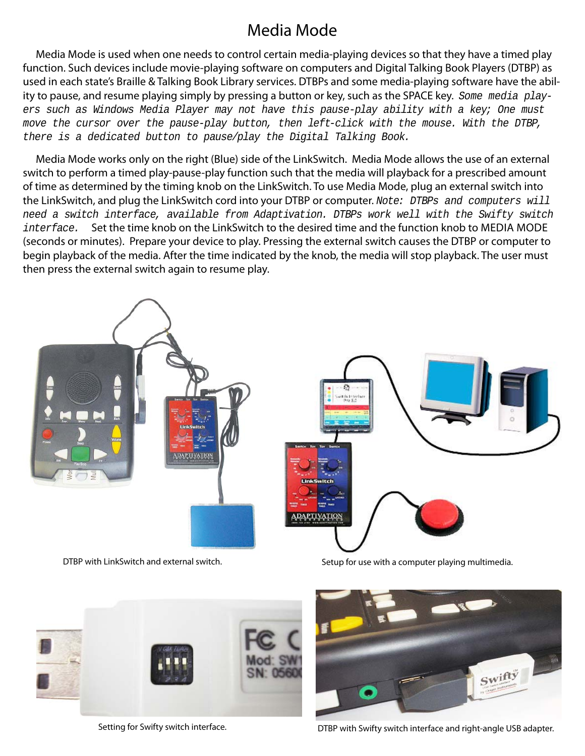# Media Mode

Media Mode is used when one needs to control certain media-playing devices so that they have a timed play function. Such devices include movie-playing software on computers and Digital Talking Book Players (DTBP) as used in each state's Braille & Talking Book Library services. DTBPs and some media-playing software have the ability to pause, and resume playing simply by pressing a button or key, such as the SPACE key. *Some media players such as Windows Media Player may not have this pause-play ability with a key; One must move the cursor over the pause-play button, then left-click with the mouse. With the DTBP, there is a dedicated button to pause/play the Digital Talking Book.*

Media Mode works only on the right (Blue) side of the LinkSwitch. Media Mode allows the use of an external switch to perform a timed play-pause-play function such that the media will playback for a prescribed amount of time as determined by the timing knob on the LinkSwitch. To use Media Mode, plug an external switch into the LinkSwitch, and plug the LinkSwitch cord into your DTBP or computer. *Note: DTBPs and computers will need a switch interface, available from Adaptivation. DTBPs work well with the Swifty switch interface.* Set the time knob on the LinkSwitch to the desired time and the function knob to MEDIA MODE (seconds or minutes). Prepare your device to play. Pressing the external switch causes the DTBP or computer to begin playback of the media. After the time indicated by the knob, the media will stop playback. The user must then press the external switch again to resume play.

DTBP with LinkSwitch and external switch.

Setup for use with a computer playing multimedia.

Setting for Swifty switch interface.

DTBP with Swifty switch interface and right-angle USB adapter.